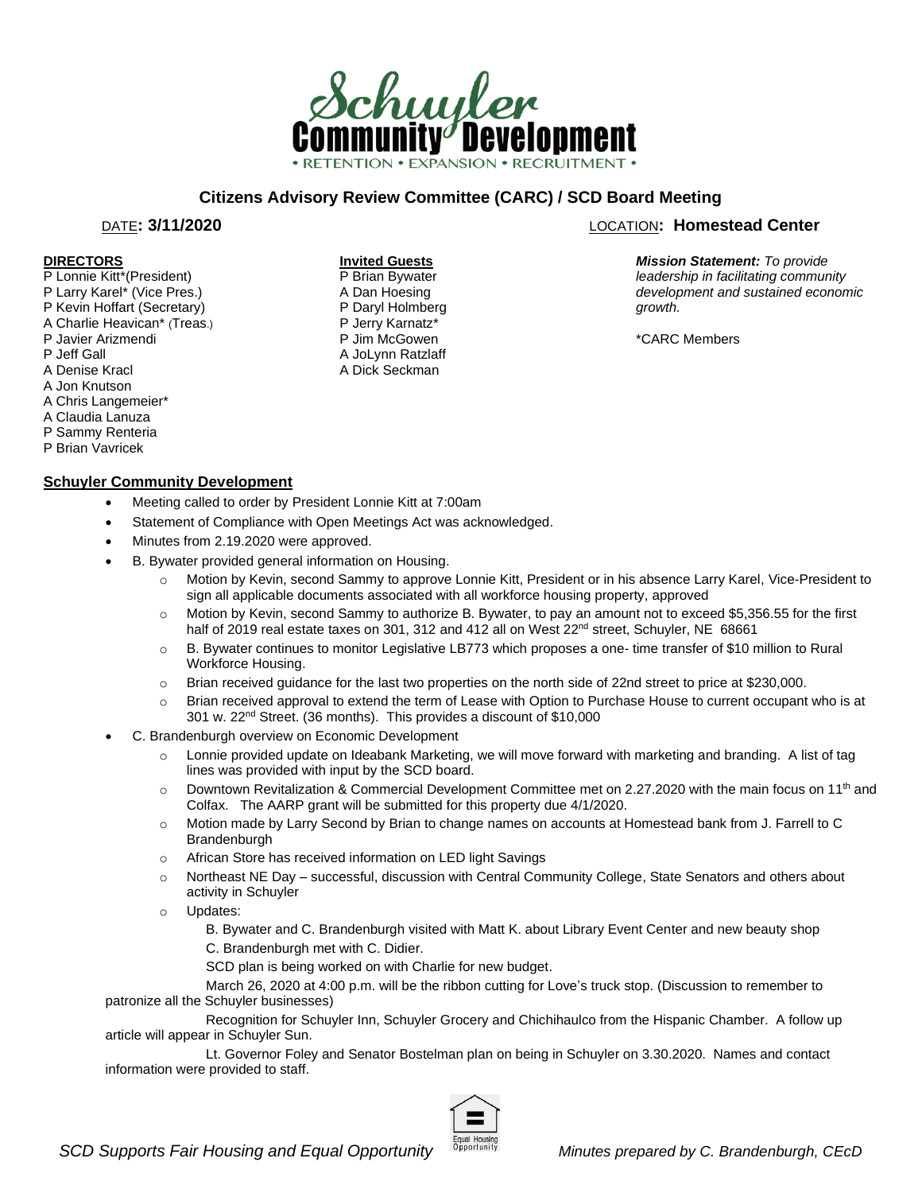# Schuyler Community Development

• RETENTION • EXPANSION • RECRUITMENT •

## Citizens Advisory Review Committee (CARC) / SCD Board Meeting

DATE**: 3/11/2020** LOCATION**: Homestead Center**

**DIRECTORS**
P Lonnie Kitt*(President)
P Larry Karel* (Vice Pres.)
P Kevin Hoffart (Secretary)
A Charlie Heavican* (Treas.)
P Javier Arizmendi
P Jeff Gall
A Denise Kracl
A Jon Knutson
A Chris Langemeier*
A Claudia Lanuza
P Sammy Renteria
P Brian Vavricek

**Invited Guests**
P Brian Bywater
A Dan Hoesing
P Daryl Holmberg
P Jerry Karnatz*
P Jim McGowen
A JoLynn Ratzlaff
A Dick Seckman

***Mission Statement:*** *To provide leadership in facilitating community development and sustained economic growth.*

*CARC Members

### Schuyler Community Development

- Meeting called to order by President Lonnie Kitt at 7:00am
- Statement of Compliance with Open Meetings Act was acknowledged.
- Minutes from 2.19.2020 were approved.
- B. Bywater provided general information on Housing.
  - Motion by Kevin, second Sammy to approve Lonnie Kitt, President or in his absence Larry Karel, Vice-President to sign all applicable documents associated with all workforce housing property, approved
  - Motion by Kevin, second Sammy to authorize B. Bywater, to pay an amount not to exceed $5,356.55 for the first half of 2019 real estate taxes on 301, 312 and 412 all on West 22nd street, Schuyler, NE 68661
  - B. Bywater continues to monitor Legislative LB773 which proposes a one- time transfer of $10 million to Rural Workforce Housing.
  - Brian received guidance for the last two properties on the north side of 22nd street to price at $230,000.
  - Brian received approval to extend the term of Lease with Option to Purchase House to current occupant who is at 301 w. 22nd Street. (36 months). This provides a discount of $10,000
- C. Brandenburgh overview on Economic Development
  - Lonnie provided update on Ideabank Marketing, we will move forward with marketing and branding. A list of tag lines was provided with input by the SCD board.
  - Downtown Revitalization & Commercial Development Committee met on 2.27.2020 with the main focus on 11th and Colfax. The AARP grant will be submitted for this property due 4/1/2020.
  - Motion made by Larry Second by Brian to change names on accounts at Homestead bank from J. Farrell to C Brandenburgh
  - African Store has received information on LED light Savings
  - Northeast NE Day – successful, discussion with Central Community College, State Senators and others about activity in Schuyler
  - Updates:

    B. Bywater and C. Brandenburgh visited with Matt K. about Library Event Center and new beauty shop

    C. Brandenburgh met with C. Didier.

    SCD plan is being worked on with Charlie for new budget.

    March 26, 2020 at 4:00 p.m. will be the ribbon cutting for Love's truck stop. (Discussion to remember to patronize all the Schuyler businesses)

    Recognition for Schuyler Inn, Schuyler Grocery and Chichihaulco from the Hispanic Chamber. A follow up article will appear in Schuyler Sun.

    Lt. Governor Foley and Senator Bostelman plan on being in Schuyler on 3.30.2020. Names and contact information were provided to staff.

*SCD Supports Fair Housing and Equal Opportunity* *Minutes prepared by C. Brandenburgh, CEcD*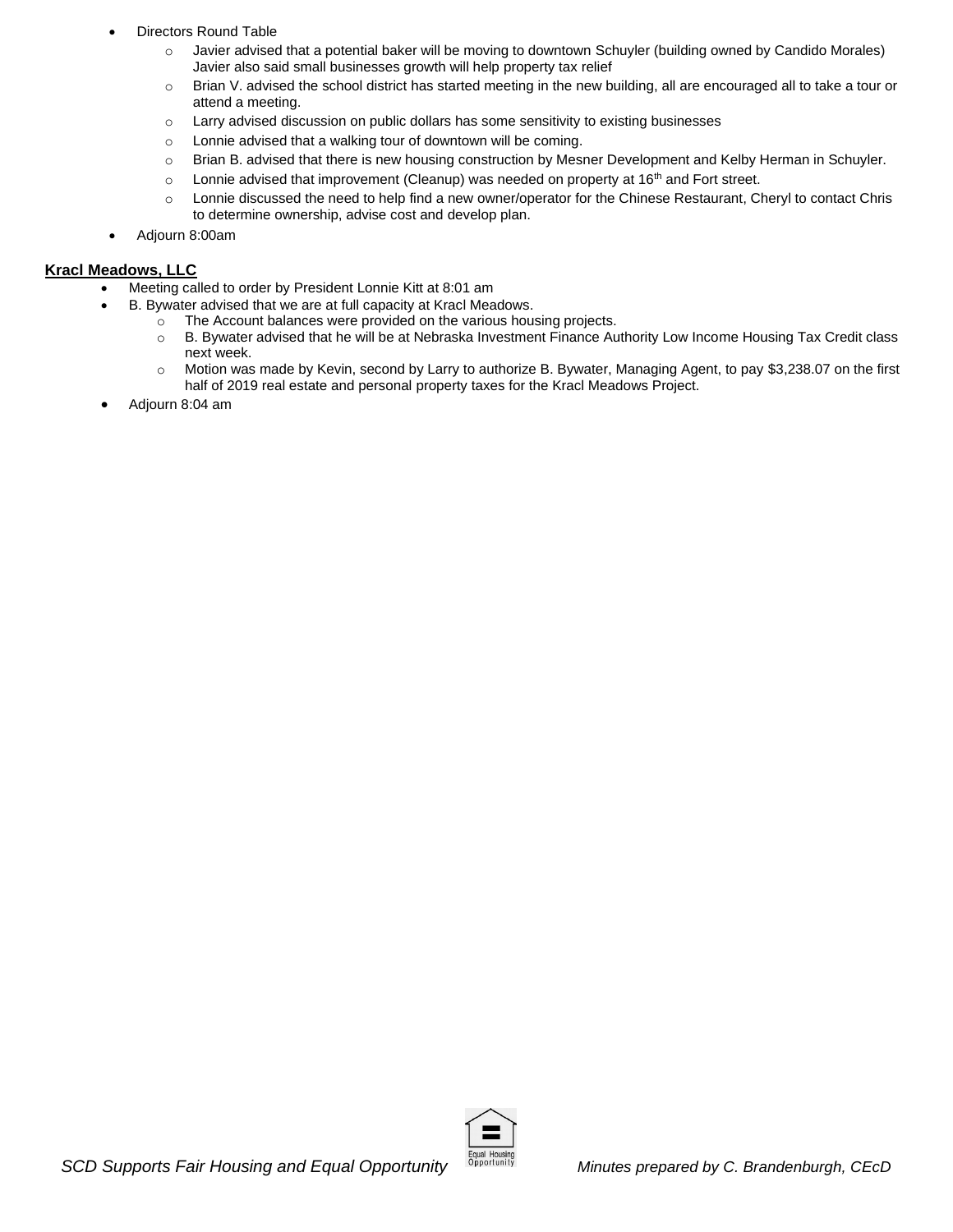- Directors Round Table
  - Javier advised that a potential baker will be moving to downtown Schuyler (building owned by Candido Morales) Javier also said small businesses growth will help property tax relief
  - Brian V. advised the school district has started meeting in the new building, all are encouraged all to take a tour or attend a meeting.
  - Larry advised discussion on public dollars has some sensitivity to existing businesses
  - Lonnie advised that a walking tour of downtown will be coming.
  - Brian B. advised that there is new housing construction by Mesner Development and Kelby Herman in Schuyler.
  - Lonnie advised that improvement (Cleanup) was needed on property at 16th and Fort street.
  - Lonnie discussed the need to help find a new owner/operator for the Chinese Restaurant, Cheryl to contact Chris to determine ownership, advise cost and develop plan.
- Adjourn 8:00am

**Kracl Meadows, LLC**

- Meeting called to order by President Lonnie Kitt at 8:01 am
- B. Bywater advised that we are at full capacity at Kracl Meadows.
  - The Account balances were provided on the various housing projects.
  - B. Bywater advised that he will be at Nebraska Investment Finance Authority Low Income Housing Tax Credit class next week.
  - Motion was made by Kevin, second by Larry to authorize B. Bywater, Managing Agent, to pay $3,238.07 on the first half of 2019 real estate and personal property taxes for the Kracl Meadows Project.
- Adjourn 8:04 am

*SCD Supports Fair Housing and Equal Opportunity* Equal Housing Opportunity *Minutes prepared by C. Brandenburgh, CEcD*